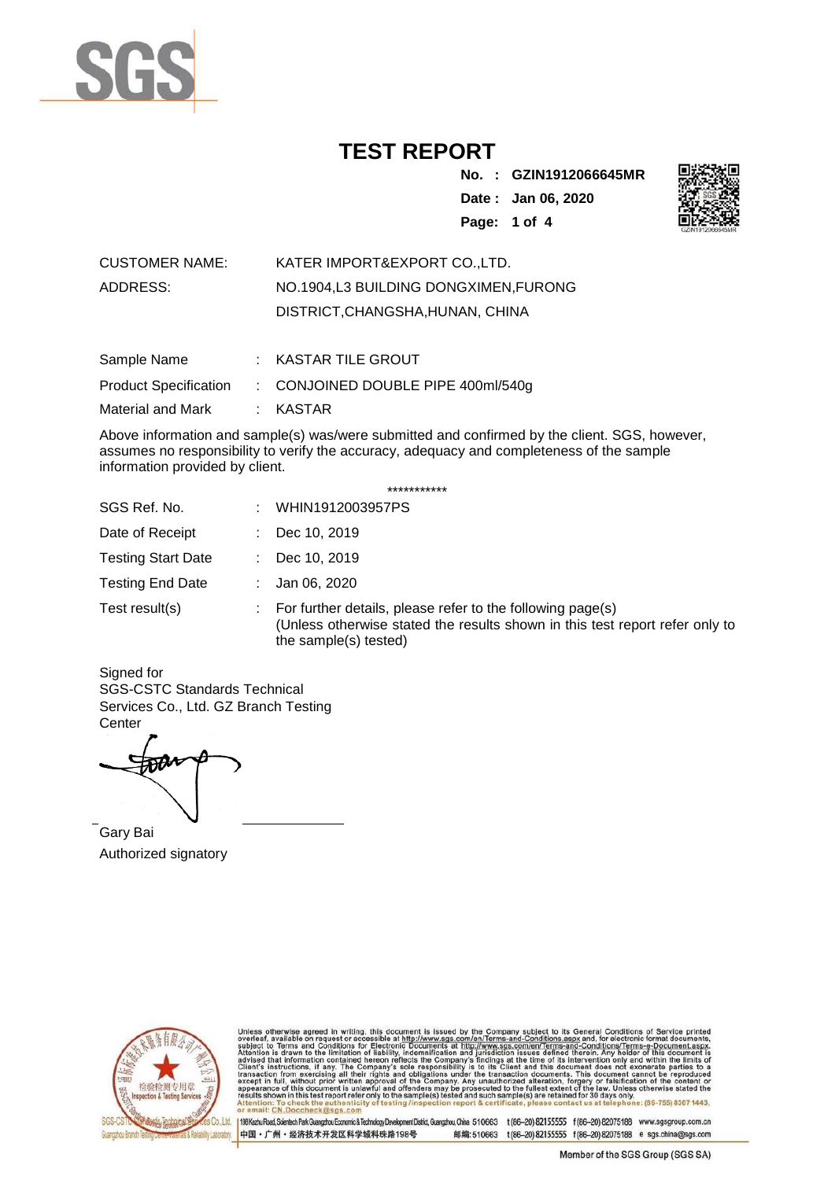# TEST REPORT

**No. : GZIN1912066645MR**
**Date : Jan 06, 2020**

| | |
|---|---|
| CUSTOMER NAME: | KATER IMPORT&EXPORT CO.,LTD. |
| ADDRESS: | NO.1904,L3 BUILDING DONGXIMEN,FURONG DISTRICT,CHANGSHA,HUNAN, CHINA |

| | | |
|---|---|---|
| Sample Name | : | KASTAR TILE GROUT |
| Product Specification | : | CONJOINED DOUBLE PIPE 400ml/540g |
| Material and Mark | : | KASTAR |

Above information and sample(s) was/were submitted and confirmed by the client. SGS, however, assumes no responsibility to verify the accuracy, adequacy and completeness of the sample information provided by client.

***********

| | | |
|---|---|---|
| SGS Ref. No. | : | WHIN1912003957PS |
| Date of Receipt | : | Dec 10, 2019 |
| Testing Start Date | : | Dec 10, 2019 |
| Testing End Date | : | Jan 06, 2020 |
| Test result(s) | : | For further details, please refer to the following page(s) (Unless otherwise stated the results shown in this test report refer only to the sample(s) tested) |

Signed for
SGS-CSTC Standards Technical Services Co., Ltd. GZ Branch Testing Center

Gary Bai
Authorized signatory

Unless otherwise agreed in writing, this document is issued by the Company subject to its General Conditions of Service printed overleaf, available on request or accessible at http://www.sgs.com/en/Terms-and-Conditions.aspx and, for electronic format documents, subject to Terms and Conditions for Electronic Documents at http://www.sgs.com/en/Terms-and-Conditions/Terms-e-Document.aspx. Attention is drawn to the limitation of liability, indemnification and jurisdiction issues defined therein. Any holder of this document is advised that information contained hereon reflects the Company's findings at the time of its intervention only and within the limits of Client's instructions, if any. The Company's sole responsibility is to its Client and this document does not exonerate parties to a transaction from exercising all their rights and obligations under the transaction documents. This document cannot be reproduced except in full, without prior written approval of the Company. Any unauthorized alteration, forgery or falsification of the content or appearance of this document is unlawful and offenders may be prosecuted to the fullest extent of the law. Unless otherwise stated the results shown in this test report refer only to the sample(s) tested and such sample(s) are retained for 30 days only.
Attention: To check the authenticity of testing /inspection report & certificate, please contact us at telephone: (86-755) 8307 1443, or email: CN.Doccheck@sgs.com

198 Kezhu Road, Scientech Park Guangzhou Economic & Technology Development District, Guangzhou, China 510663 t(86-20) 82155555 f(86-20) 82075188 www.sgsgroup.com.cn
中国・广州・经济技术开发区科学城科珠路198号 邮编: 510663 t(86-20) 82155555 f(86-20) 82075188 e sgs.china@sgs.com

Member of the SGS Group (SGS SA)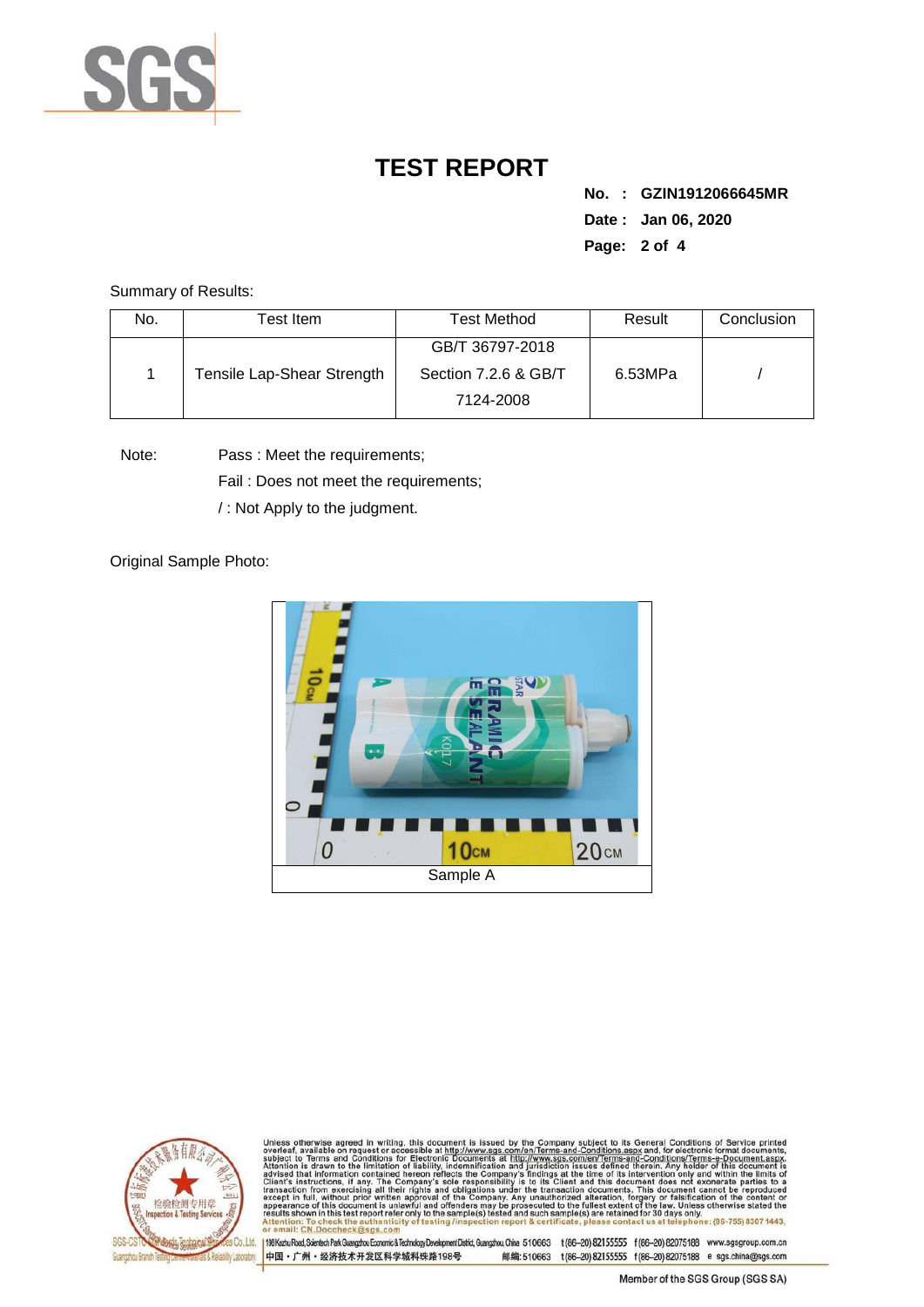# TEST REPORT

**No. : GZIN1912066645MR**

**Date : Jan 06, 2020**

Summary of Results:

| No. | Test Item | Test Method | Result | Conclusion |
|---|---|---|---|---|
| 1 | Tensile Lap-Shear Strength | GB/T 36797-2018 Section 7.2.6 & GB/T 7124-2008 | 6.53MPa | / |

Note: Pass : Meet the requirements;

Fail : Does not meet the requirements;

/ : Not Apply to the judgment.

Original Sample Photo:

Sample A

Unless otherwise agreed in writing, this document is issued by the Company subject to its General Conditions of Service printed overleaf, available on request or accessible at http://www.sgs.com/en/Terms-and-Conditions.aspx and, for electronic format documents, subject to Terms and Conditions for Electronic Documents at http://www.sgs.com/en/Terms-and-Conditions/Terms-e-Document.aspx. Attention is drawn to the limitation of liability, indemnification and jurisdiction issues defined therein. Any holder of this document is advised that information contained hereon reflects the Company's findings at the time of its intervention only and within the limits of Client's instructions, if any. The Company's sole responsibility is to its Client and this document does not exonerate parties to a transaction from exercising all their rights and obligations under the transaction documents. This document cannot be reproduced except in full, without prior written approval of the Company. Any unauthorized alteration, forgery or falsification of the content or appearance of this document is unlawful and offenders may be prosecuted to the fullest extent of the law. Unless otherwise stated the results shown in this test report refer only to the sample(s) tested and such sample(s) are retained for 30 days only.
Attention: To check the authenticity of testing /inspection report & certificate, please contact us at telephone: (86-755) 8307 1443, or email: CN.Doccheck@sgs.com

198 Kezhu Road, Scientech Park Guangzhou Economic & Technology Development District, Guangzhou, China 510663 t (86-20) 82155555 f (86-20) 82075188 www.sgsgroup.com.cn
中国・广州・经济技术开发区科学城科珠路198号 邮编: 510663 t (86-20) 82155555 f (86-20) 82075188 e sgs.china@sgs.com

Member of the SGS Group (SGS SA)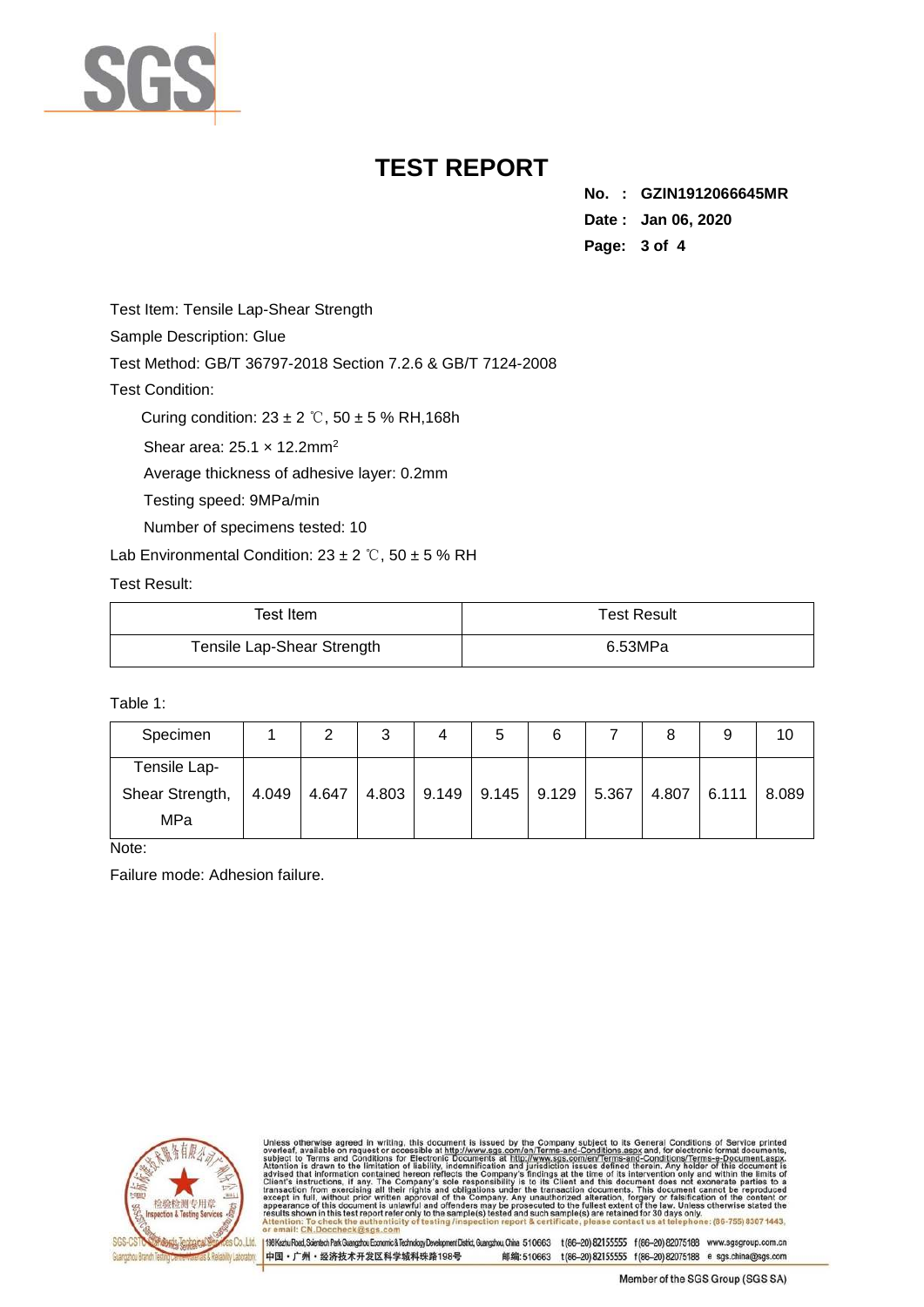# TEST REPORT

**No. : GZIN1912066645MR**

**Date : Jan 06, 2020**

Test Item: Tensile Lap-Shear Strength

Sample Description: Glue

Test Method: GB/T 36797-2018 Section 7.2.6 & GB/T 7124-2008

Test Condition:

Curing condition: 23 ± 2 ℃, 50 ± 5 % RH,168h

Shear area: 25.1 × 12.2mm$^2$

Average thickness of adhesive layer: 0.2mm

Testing speed: 9MPa/min

Number of specimens tested: 10

Lab Environmental Condition: 23 ± 2 ℃, 50 ± 5 % RH

Test Result:

| Test Item | Test Result |
| --- | --- |
| Tensile Lap-Shear Strength | 6.53MPa |

Table 1:

| Specimen | 1 | 2 | 3 | 4 | 5 | 6 | 7 | 8 | 9 | 10 |
| --- | --- | --- | --- | --- | --- | --- | --- | --- | --- | --- |
| Tensile Lap-Shear Strength, MPa | 4.049 | 4.647 | 4.803 | 9.149 | 9.145 | 9.129 | 5.367 | 4.807 | 6.111 | 8.089 |

Note:

Failure mode: Adhesion failure.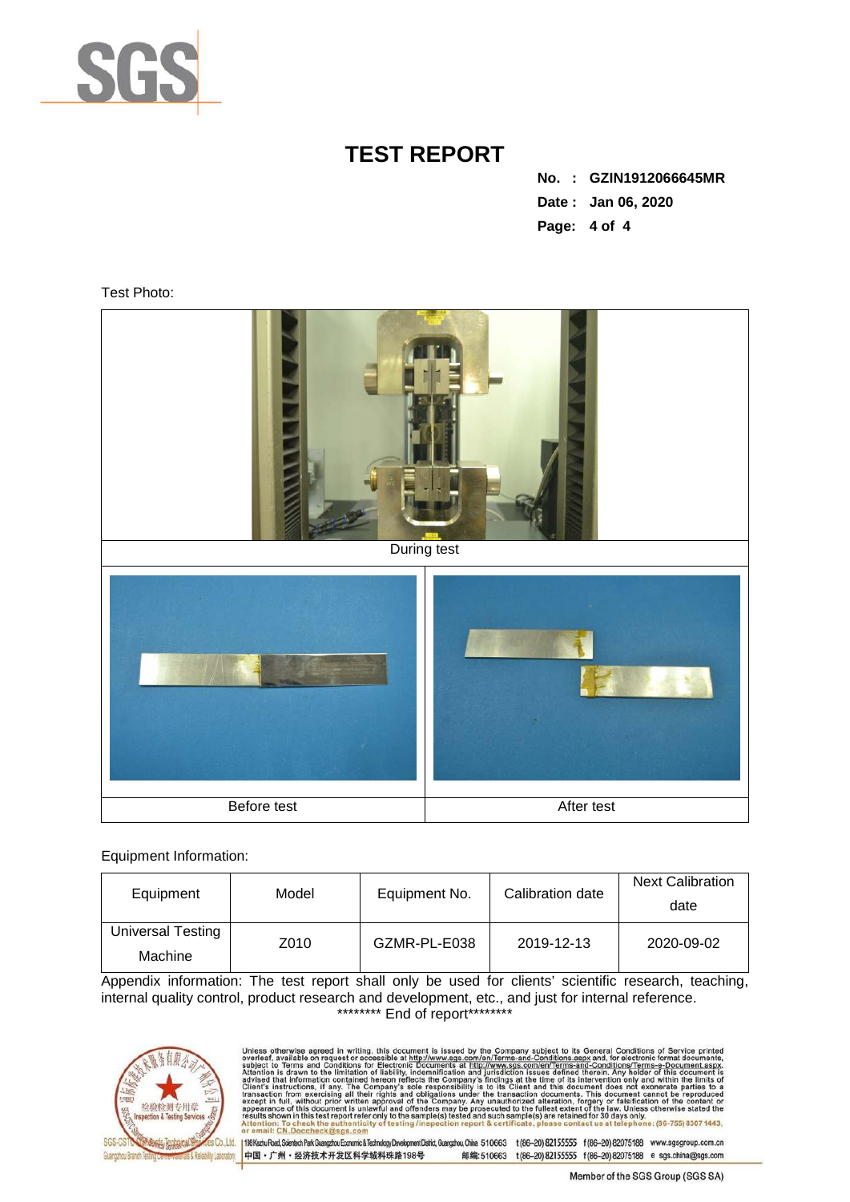# TEST REPORT

**No. : GZIN1912066645MR**
**Date : Jan 06, 2020**

Test Photo:

During test

Before test

After test

Equipment Information:

| Equipment | Model | Equipment No. | Calibration date | Next Calibration date |
|---|---|---|---|---|
| Universal Testing Machine | Z010 | GZMR-PL-E038 | 2019-12-13 | 2020-09-02 |

Appendix information: The test report shall only be used for clients' scientific research, teaching, internal quality control, product research and development, etc., and just for internal reference.

\******** End of report********

Unless otherwise agreed in writing, this document is issued by the Company subject to its General Conditions of Service printed overleaf, available on request or accessible at http://www.sgs.com/en/Terms-and-Conditions.aspx and, for electronic format documents, subject to Terms and Conditions for Electronic Documents at http://www.sgs.com/en/Terms-and-Conditions/Terms-e-Document.aspx. Attention is drawn to the limitation of liability, indemnification and jurisdiction issues defined therein. Any holder of this document is advised that information contained hereon reflects the Company's findings at the time of its intervention only and within the limits of Client's instructions, if any. The Company's sole responsibility is to its Client and this document does not exonerate parties to a transaction from exercising all their rights and obligations under the transaction documents. This document cannot be reproduced except in full, without prior written approval of the Company. Any unauthorized alteration, forgery or falsification of the content or appearance of this document is unlawful and offenders may be prosecuted to the fullest extent of the law. Unless otherwise stated the results shown in this test report refer only to the sample(s) tested and such sample(s) are retained for 30 days only.
Attention: To check the authenticity of testing /inspection report & certificate, please contact us at telephone: (86-755) 8307 1443, or email: CN.Doccheck@sgs.com

SGS-CSTC Standards Technical Services Co.,Ltd. Guangzhou Branch Testing Center Materials & Reliability Laboratory | 198 Kezhu Road, Scientech Park Guangzhou Economic & Technology Development District, Guangzhou, China 510663 t (86-20) 82155555 f (86-20) 82075188 www.sgsgroup.com.cn
中国・广州・经济技术开发区科学城科珠路198号 邮编: 510663 t (86-20) 82155555 f (86-20) 82075188 e sgs.china@sgs.com

Member of the SGS Group (SGS SA)